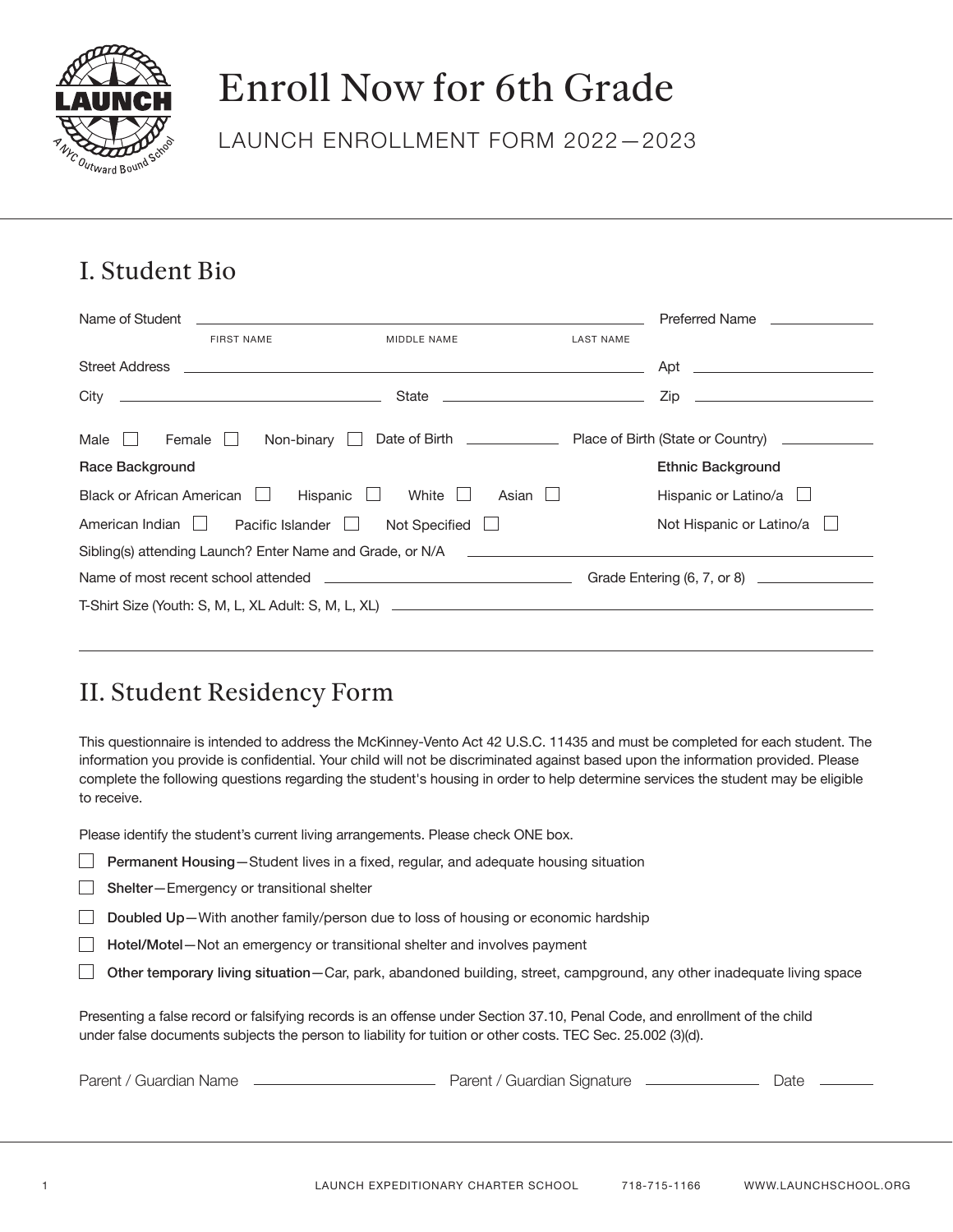# Enroll Now for 6th Grade

LAUNCH ENROLLMENT FORM 2022—2023

## I. Student Bio

Name of Student ______________________________ Preferred Name ____________

FIRST NAME MIDDLE NAME LAST NAME

Street Address ______________________________ Apt ____________

City ____________ State ____________ Zip ____________

Male ☐ Female ☐ Non-binary ☐ Date of Birth ____________ Place of Birth (State or Country) ____________

**Race Background**

Black or African American ☐ Hispanic ☐ White ☐ Asian ☐

American Indian ☐ Pacific Islander ☐ Not Specified ☐

**Ethnic Background**

Hispanic or Latino/a ☐

Not Hispanic or Latino/a ☐

Sibling(s) attending Launch? Enter Name and Grade, or N/A ______________________________

Name of most recent school attended ______________________________ Grade Entering (6, 7, or 8) ____________

T-Shirt Size (Youth: S, M, L, XL Adult: S, M, L, XL) ______________________________

## II. Student Residency Form

This questionnaire is intended to address the McKinney-Vento Act 42 U.S.C. 11435 and must be completed for each student. The information you provide is confidential. Your child will not be discriminated against based upon the information provided. Please complete the following questions regarding the student's housing in order to help determine services the student may be eligible to receive.

Please identify the student's current living arrangements. Please check ONE box.

☐ **Permanent Housing**—Student lives in a fixed, regular, and adequate housing situation

☐ **Shelter**—Emergency or transitional shelter

☐ **Doubled Up**—With another family/person due to loss of housing or economic hardship

☐ **Hotel/Motel**—Not an emergency or transitional shelter and involves payment

☐ **Other temporary living situation**—Car, park, abandoned building, street, campground, any other inadequate living space

Presenting a false record or falsifying records is an offense under Section 37.10, Penal Code, and enrollment of the child under false documents subjects the person to liability for tuition or other costs. TEC Sec. 25.002 (3)(d).

Parent / Guardian Name ____________ Parent / Guardian Signature ____________ Date ________

LAUNCH EXPEDITIONARY CHARTER SCHOOL 718-715-1166 WWW.LAUNCHSCHOOL.ORG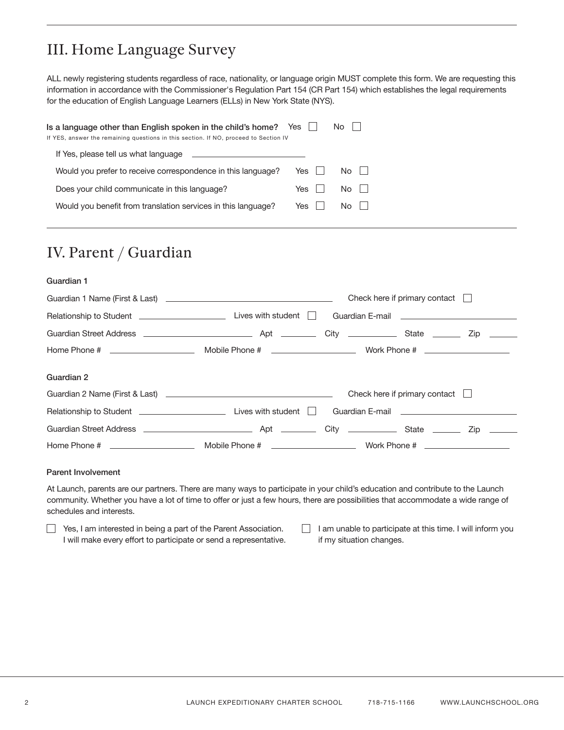## III. Home Language Survey

ALL newly registering students regardless of race, nationality, or language origin MUST complete this form. We are requesting this information in accordance with the Commissioner's Regulation Part 154 (CR Part 154) which establishes the legal requirements for the education of English Language Learners (ELLs) in New York State (NYS).

**Is a language other than English spoken in the child's home?** Yes ☐ No ☐
If YES, answer the remaining questions in this section. If NO, proceed to Section IV

If Yes, please tell us what language ____________________

Would you prefer to receive correspondence in this language? Yes ☐ No ☐

Does your child communicate in this language? Yes ☐ No ☐

Would you benefit from translation services in this language? Yes ☐ No ☐

## IV. Parent / Guardian

**Guardian 1**

Guardian 1 Name (First & Last) ____________________ Check here if primary contact ☐

Relationship to Student ____________ Lives with student ☐ Guardian E-mail ____________

Guardian Street Address ____________ Apt ______ City ______ State ______ Zip ______

Home Phone # ____________ Mobile Phone # ____________ Work Phone # ____________

**Guardian 2**

Guardian 2 Name (First & Last) ____________________ Check here if primary contact ☐

Relationship to Student ____________ Lives with student ☐ Guardian E-mail ____________

Guardian Street Address ____________ Apt ______ City ______ State ______ Zip ______

Home Phone # ____________ Mobile Phone # ____________ Work Phone # ____________

**Parent Involvement**

At Launch, parents are our partners. There are many ways to participate in your child's education and contribute to the Launch community. Whether you have a lot of time to offer or just a few hours, there are possibilities that accommodate a wide range of schedules and interests.

☐ Yes, I am interested in being a part of the Parent Association. I will make every effort to participate or send a representative.

☐ I am unable to participate at this time. I will inform you if my situation changes.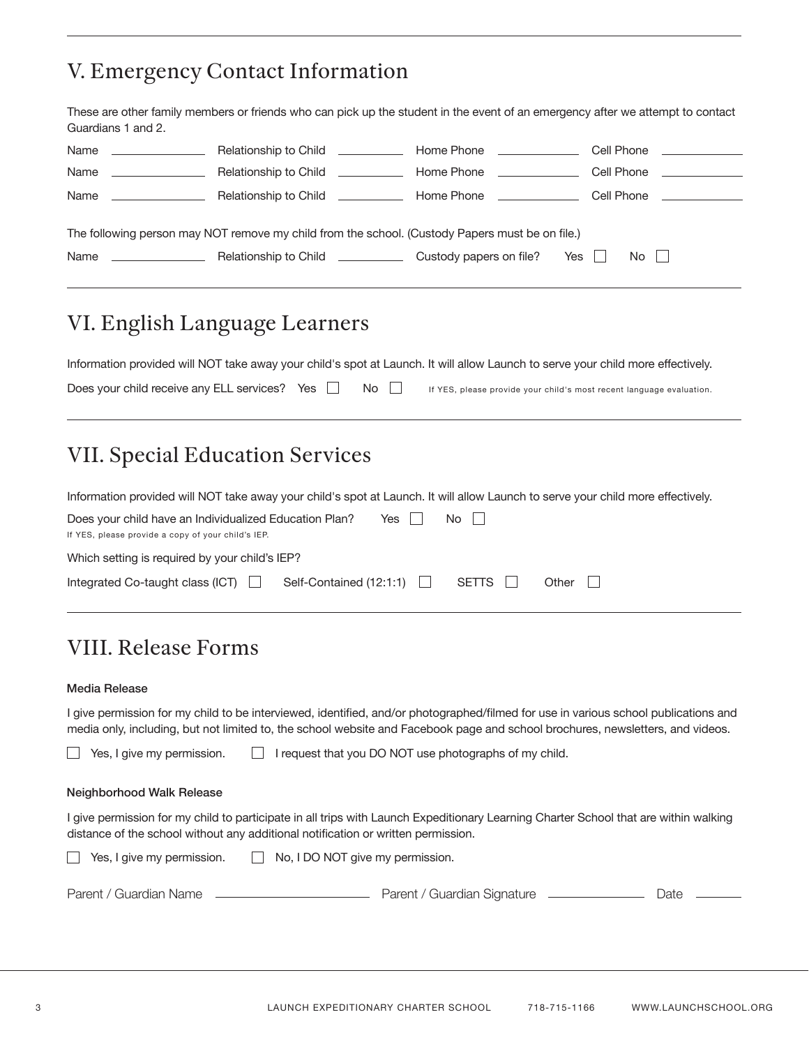## V. Emergency Contact Information

These are other family members or friends who can pick up the student in the event of an emergency after we attempt to contact Guardians 1 and 2.

Name ______________ Relationship to Child __________ Home Phone ____________ Cell Phone ____________

Name ______________ Relationship to Child __________ Home Phone ____________ Cell Phone ____________

Name ______________ Relationship to Child __________ Home Phone ____________ Cell Phone ____________

The following person may NOT remove my child from the school. (Custody Papers must be on file.)

Name ______________ Relationship to Child __________ Custody papers on file? Yes ☐ No ☐

## VI. English Language Learners

Information provided will NOT take away your child's spot at Launch. It will allow Launch to serve your child more effectively.

Does your child receive any ELL services? Yes ☐ No ☐ If YES, please provide your child's most recent language evaluation.

## VII. Special Education Services

Information provided will NOT take away your child's spot at Launch. It will allow Launch to serve your child more effectively.

Does your child have an Individualized Education Plan? Yes ☐ No ☐
If YES, please provide a copy of your child's IEP.

Which setting is required by your child's IEP?

Integrated Co-taught class (ICT) ☐ Self-Contained (12:1:1) ☐ SETTS ☐ Other ☐

## VIII. Release Forms

**Media Release**

I give permission for my child to be interviewed, identified, and/or photographed/filmed for use in various school publications and media only, including, but not limited to, the school website and Facebook page and school brochures, newsletters, and videos.

☐ Yes, I give my permission. ☐ I request that you DO NOT use photographs of my child.

**Neighborhood Walk Release**

I give permission for my child to participate in all trips with Launch Expeditionary Learning Charter School that are within walking distance of the school without any additional notification or written permission.

☐ Yes, I give my permission. ☐ No, I DO NOT give my permission.

Parent / Guardian Name ____________________ Parent / Guardian Signature ______________ Date ______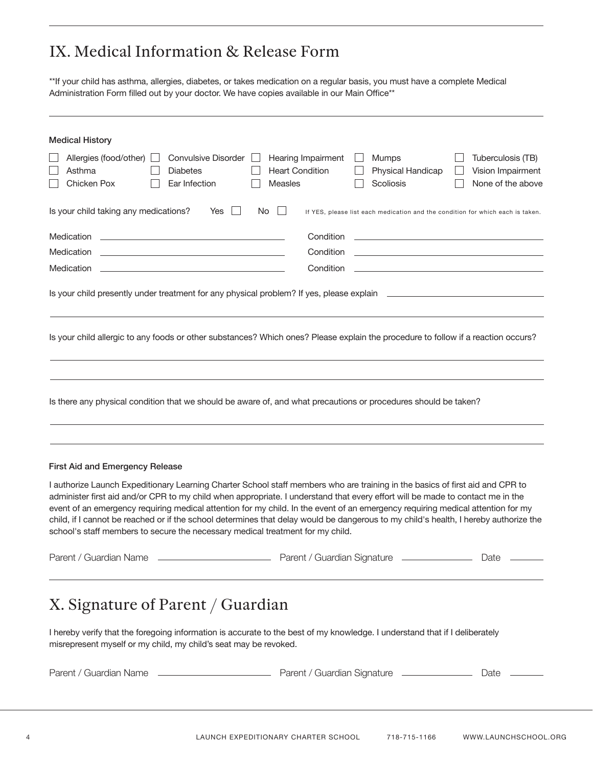## IX. Medical Information & Release Form

**If your child has asthma, allergies, diabetes, or takes medication on a regular basis, you must have a complete Medical Administration Form filled out by your doctor. We have copies available in our Main Office**

**Medical History**

| | | | | |
|---|---|---|---|---|
| ☐ Allergies (food/other) | ☐ Convulsive Disorder | ☐ Hearing Impairment | ☐ Mumps | ☐ Tuberculosis (TB) |
| ☐ Asthma | ☐ Diabetes | ☐ Heart Condition | ☐ Physical Handicap | ☐ Vision Impairment |
| ☐ Chicken Pox | ☐ Ear Infection | ☐ Measles | ☐ Scoliosis | ☐ None of the above |

Is your child taking any medications? Yes ☐ No ☐ If YES, please list each medication and the condition for which each is taken.

Medication ______________________ Condition ______________________

Medication ______________________ Condition ______________________

Medication ______________________ Condition ______________________

Is your child presently under treatment for any physical problem? If yes, please explain ______________________

______________________________________________________________

Is your child allergic to any foods or other substances? Which ones? Please explain the procedure to follow if a reaction occurs?

______________________________________________________________

______________________________________________________________

Is there any physical condition that we should be aware of, and what precautions or procedures should be taken?

______________________________________________________________

______________________________________________________________

**First Aid and Emergency Release**

I authorize Launch Expeditionary Learning Charter School staff members who are training in the basics of first aid and CPR to administer first aid and/or CPR to my child when appropriate. I understand that every effort will be made to contact me in the event of an emergency requiring medical attention for my child. In the event of an emergency requiring medical attention for my child, if I cannot be reached or if the school determines that delay would be dangerous to my child's health, I hereby authorize the school's staff members to secure the necessary medical treatment for my child.

Parent / Guardian Name ______________ Parent / Guardian Signature ______________ Date ________

## X. Signature of Parent / Guardian

I hereby verify that the foregoing information is accurate to the best of my knowledge. I understand that if I deliberately misrepresent myself or my child, my child's seat may be revoked.

Parent / Guardian Name ______________ Parent / Guardian Signature ______________ Date ________